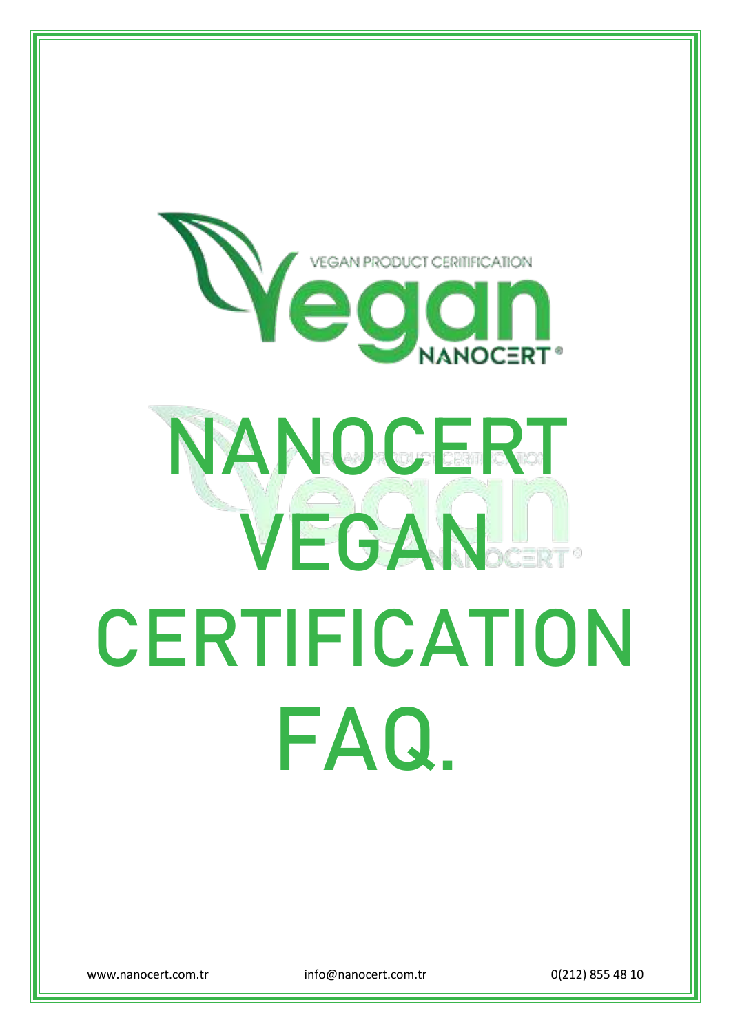VEGAN PRODUCT CERITIFICATION

Vegan

NANOCERT®

# NANOCERT VEGAN CERTIFICATION FAQ.

www.nanocert.com.tr info@nanocert.com.tr 0(212) 855 48 10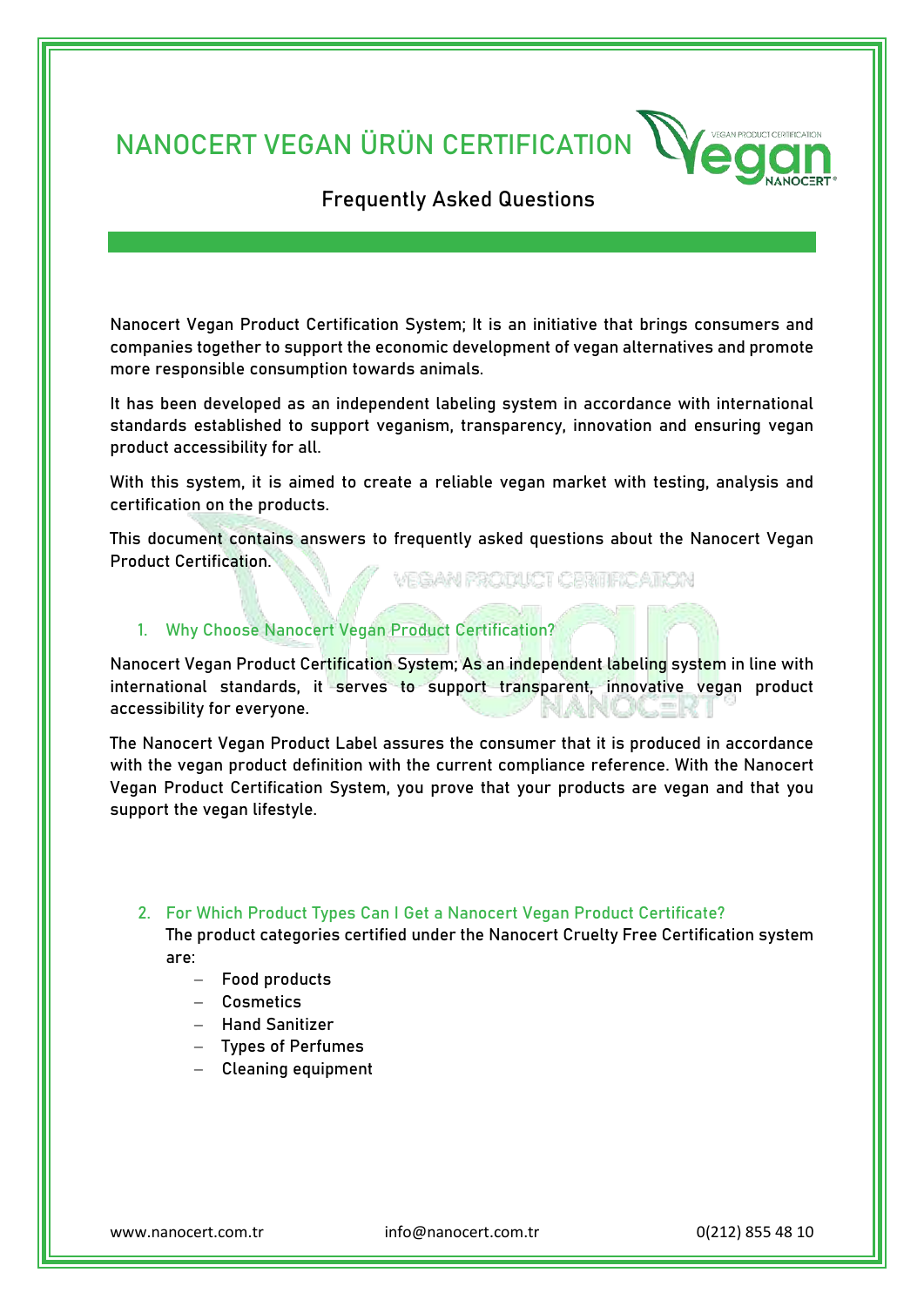# NANOCERT VEGAN ÜRÜN CERTIFICATION

## Frequently Asked Questions

Nanocert Vegan Product Certification System; It is an initiative that brings consumers and companies together to support the economic development of vegan alternatives and promote more responsible consumption towards animals.

It has been developed as an independent labeling system in accordance with international standards established to support veganism, transparency, innovation and ensuring vegan product accessibility for all.

With this system, it is aimed to create a reliable vegan market with testing, analysis and certification on the products.

This document contains answers to frequently asked questions about the Nanocert Vegan Product Certification.

### 1. Why Choose Nanocert Vegan Product Certification?

Nanocert Vegan Product Certification System; As an independent labeling system in line with international standards, it serves to support transparent, innovative vegan product accessibility for everyone.

The Nanocert Vegan Product Label assures the consumer that it is produced in accordance with the vegan product definition with the current compliance reference. With the Nanocert Vegan Product Certification System, you prove that your products are vegan and that you support the vegan lifestyle.

### 2. For Which Product Types Can I Get a Nanocert Vegan Product Certificate?

The product categories certified under the Nanocert Cruelty Free Certification system are:

- Food products
- Cosmetics
- Hand Sanitizer
- Types of Perfumes
- Cleaning equipment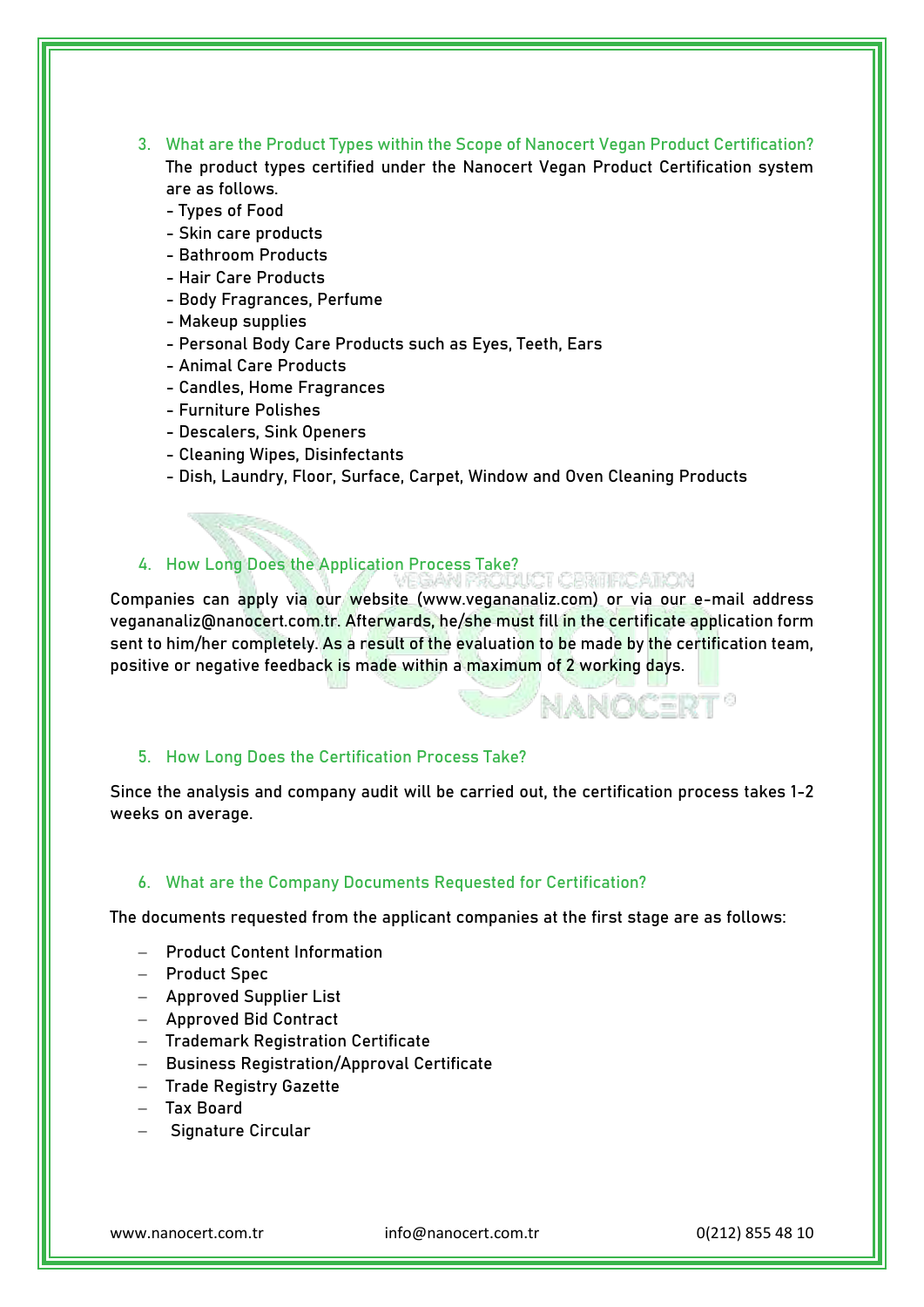## 3. What are the Product Types within the Scope of Nanocert Vegan Product Certification?

The product types certified under the Nanocert Vegan Product Certification system are as follows.

- Types of Food
- Skin care products
- Bathroom Products
- Hair Care Products
- Body Fragrances, Perfume
- Makeup supplies
- Personal Body Care Products such as Eyes, Teeth, Ears
- Animal Care Products
- Candles, Home Fragrances
- Furniture Polishes
- Descalers, Sink Openers
- Cleaning Wipes, Disinfectants
- Dish, Laundry, Floor, Surface, Carpet, Window and Oven Cleaning Products

## 4. How Long Does the Application Process Take?

Companies can apply via our website (www.vegananaliz.com) or via our e-mail address vegananaliz@nanocert.com.tr. Afterwards, he/she must fill in the certificate application form sent to him/her completely. As a result of the evaluation to be made by the certification team, positive or negative feedback is made within a maximum of 2 working days.

## 5. How Long Does the Certification Process Take?

Since the analysis and company audit will be carried out, the certification process takes 1-2 weeks on average.

## 6. What are the Company Documents Requested for Certification?

The documents requested from the applicant companies at the first stage are as follows:

- Product Content Information
- Product Spec
- Approved Supplier List
- Approved Bid Contract
- Trademark Registration Certificate
- Business Registration/Approval Certificate
- Trade Registry Gazette
- Tax Board
- Signature Circular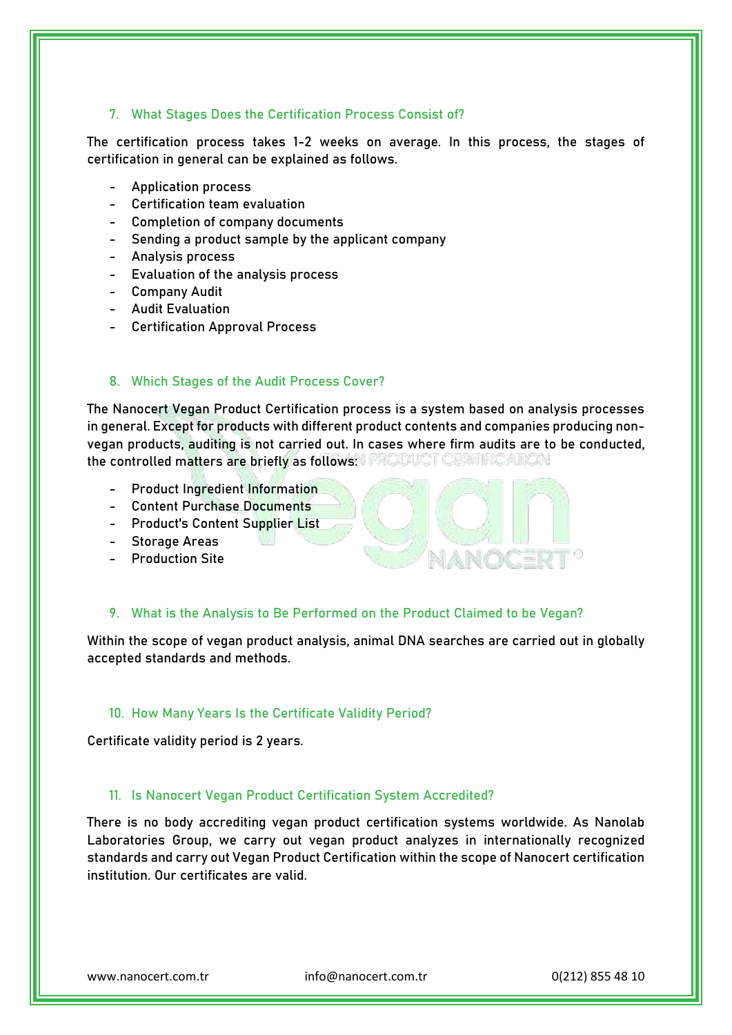## 7. What Stages Does the Certification Process Consist of?

The certification process takes 1-2 weeks on average. In this process, the stages of certification in general can be explained as follows.

- Application process
- Certification team evaluation
- Completion of company documents
- Sending a product sample by the applicant company
- Analysis process
- Evaluation of the analysis process
- Company Audit
- Audit Evaluation
- Certification Approval Process

## 8. Which Stages of the Audit Process Cover?

The Nanocert Vegan Product Certification process is a system based on analysis processes in general. Except for products with different product contents and companies producing non-vegan products, auditing is not carried out. In cases where firm audits are to be conducted, the controlled matters are briefly as follows:

- Product Ingredient Information
- Content Purchase Documents
- Product's Content Supplier List
- Storage Areas
- Production Site

## 9. What is the Analysis to Be Performed on the Product Claimed to be Vegan?

Within the scope of vegan product analysis, animal DNA searches are carried out in globally accepted standards and methods.

## 10. How Many Years Is the Certificate Validity Period?

Certificate validity period is 2 years.

## 11. Is Nanocert Vegan Product Certification System Accredited?

There is no body accrediting vegan product certification systems worldwide. As Nanolab Laboratories Group, we carry out vegan product analyzes in internationally recognized standards and carry out Vegan Product Certification within the scope of Nanocert certification institution. Our certificates are valid.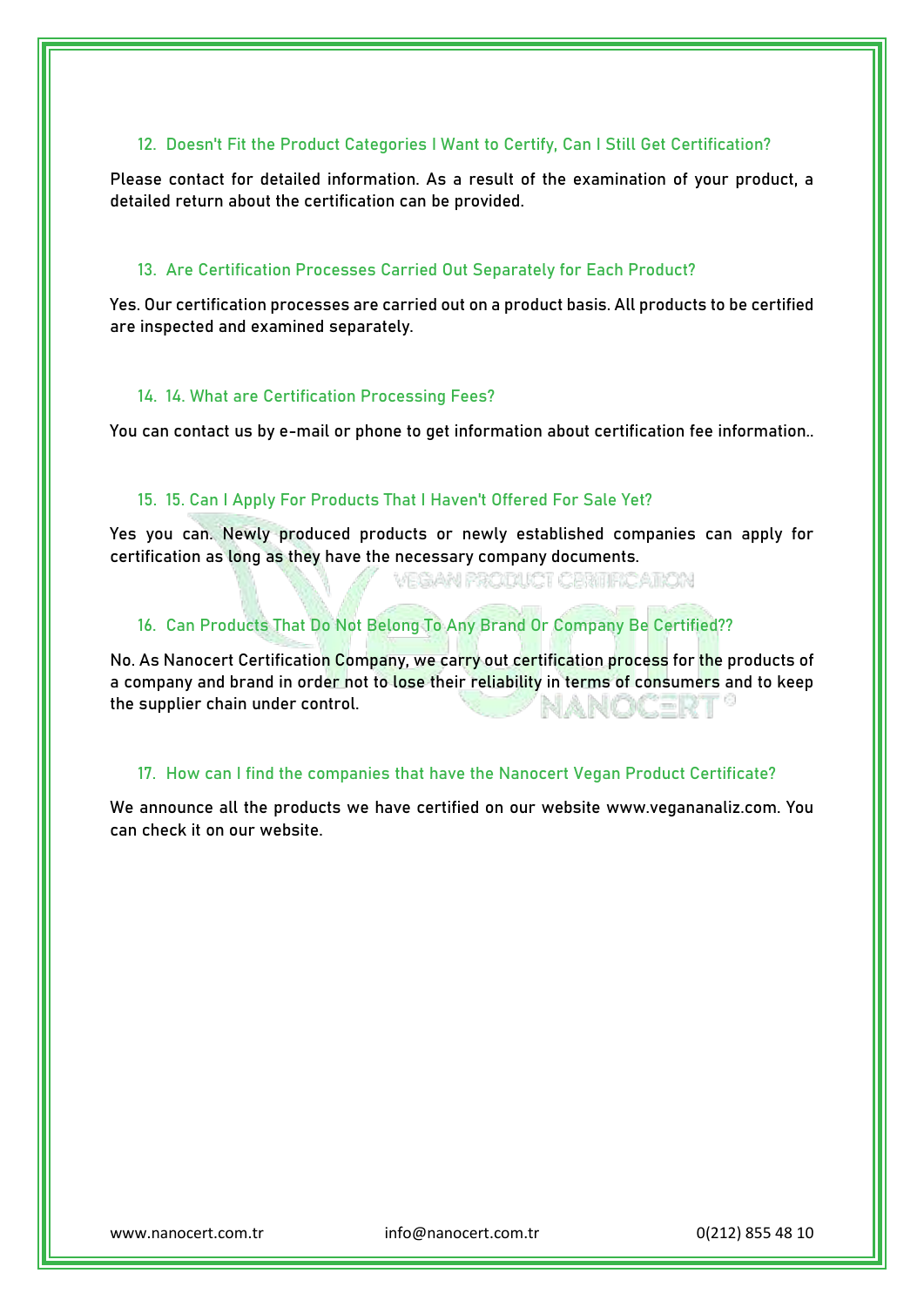### 12. Doesn't Fit the Product Categories I Want to Certify, Can I Still Get Certification?

Please contact for detailed information. As a result of the examination of your product, a detailed return about the certification can be provided.

### 13. Are Certification Processes Carried Out Separately for Each Product?

Yes. Our certification processes are carried out on a product basis. All products to be certified are inspected and examined separately.

### 14. 14. What are Certification Processing Fees?

You can contact us by e-mail or phone to get information about certification fee information..

### 15. 15. Can I Apply For Products That I Haven't Offered For Sale Yet?

Yes you can. Newly produced products or newly established companies can apply for certification as long as they have the necessary company documents.

### 16. Can Products That Do Not Belong To Any Brand Or Company Be Certified??

No. As Nanocert Certification Company, we carry out certification process for the products of a company and brand in order not to lose their reliability in terms of consumers and to keep the supplier chain under control.

### 17. How can I find the companies that have the Nanocert Vegan Product Certificate?

We announce all the products we have certified on our website www.vegananaliz.com. You can check it on our website.